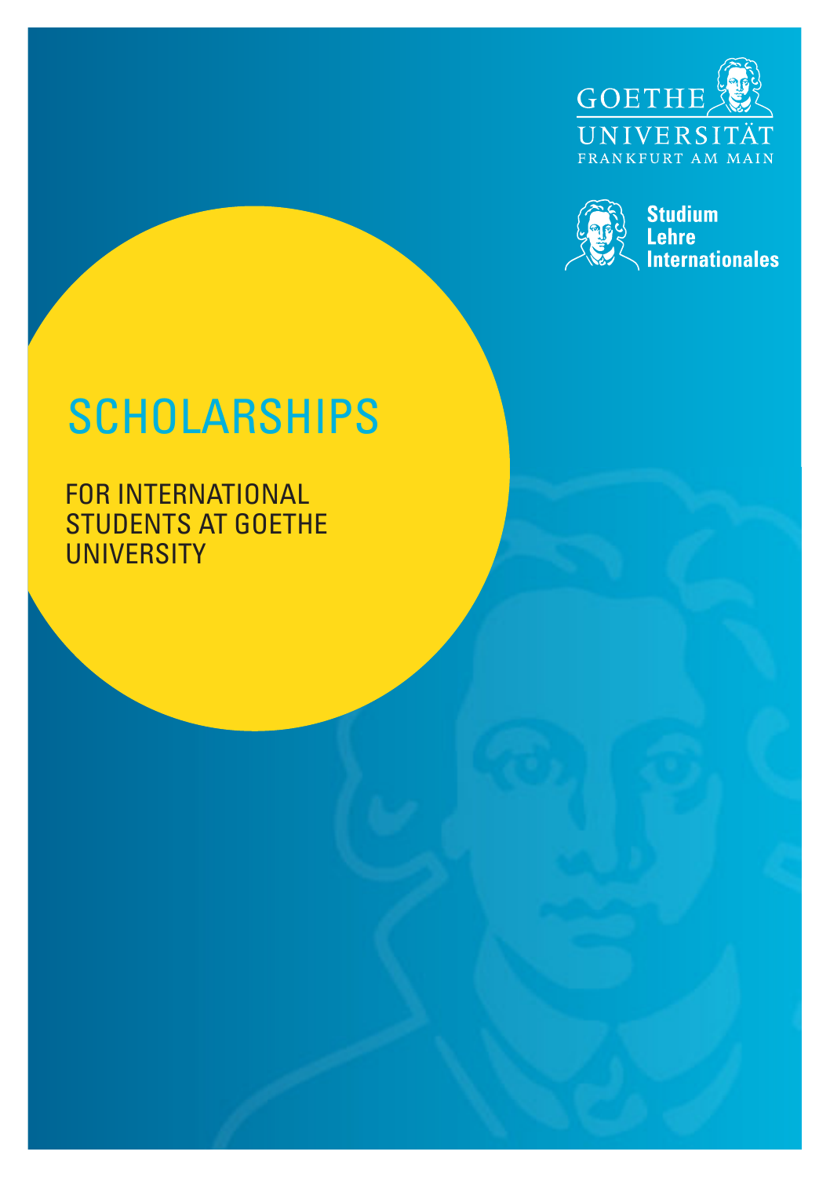GOETHE UNIVERSITÄT FRANKFURT AM MAIN

Studium Lehre Internationales

# SCHOLARSHIPS

FOR INTERNATIONAL STUDENTS AT GOETHE UNIVERSITY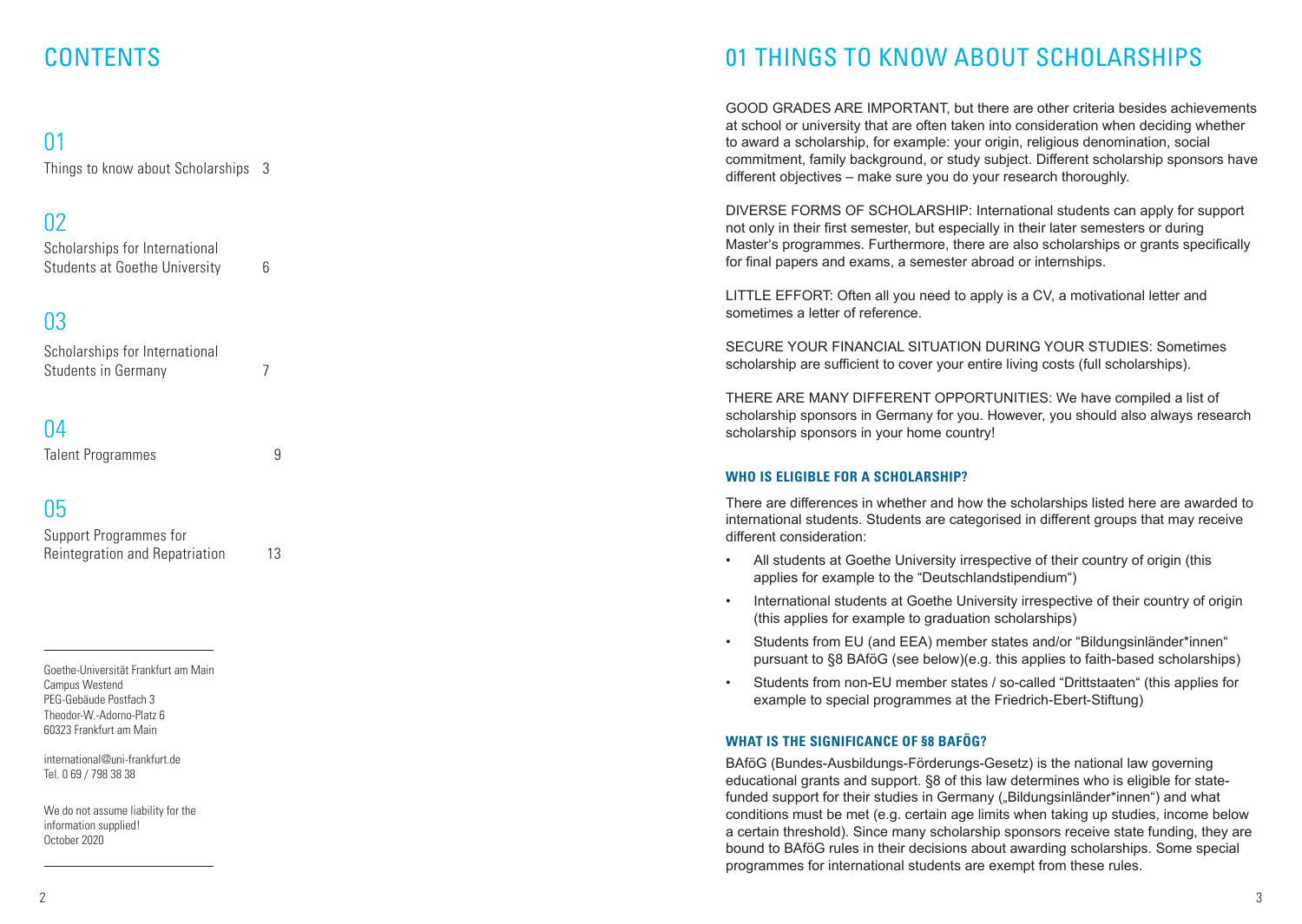# CONTENTS

## 01

Things to know about Scholarships 3

## 02

Scholarships for International Students at Goethe University 6

## 03

Scholarships for International Students in Germany 7

## 04

Talent Programmes 9

## 05

Support Programmes for Reintegration and Repatriation 13

Goethe-Universität Frankfurt am Main
Campus Westend
PEG-Gebäude Postfach 3
Theodor-W.-Adorno-Platz 6
60323 Frankfurt am Main

international@uni-frankfurt.de
Tel. 0 69 / 798 38 38

We do not assume liability for the information supplied!
October 2020

# 01 THINGS TO KNOW ABOUT SCHOLARSHIPS

GOOD GRADES ARE IMPORTANT, but there are other criteria besides achievements at school or university that are often taken into consideration when deciding whether to award a scholarship, for example: your origin, religious denomination, social commitment, family background, or study subject. Different scholarship sponsors have different objectives – make sure you do your research thoroughly.

DIVERSE FORMS OF SCHOLARSHIP: International students can apply for support not only in their first semester, but especially in their later semesters or during Master's programmes. Furthermore, there are also scholarships or grants specifically for final papers and exams, a semester abroad or internships.

LITTLE EFFORT: Often all you need to apply is a CV, a motivational letter and sometimes a letter of reference.

SECURE YOUR FINANCIAL SITUATION DURING YOUR STUDIES: Sometimes scholarship are sufficient to cover your entire living costs (full scholarships).

THERE ARE MANY DIFFERENT OPPORTUNITIES: We have compiled a list of scholarship sponsors in Germany for you. However, you should also always research scholarship sponsors in your home country!

### WHO IS ELIGIBLE FOR A SCHOLARSHIP?

There are differences in whether and how the scholarships listed here are awarded to international students. Students are categorised in different groups that may receive different consideration:

- All students at Goethe University irrespective of their country of origin (this applies for example to the "Deutschlandstipendium")
- International students at Goethe University irrespective of their country of origin (this applies for example to graduation scholarships)
- Students from EU (and EEA) member states and/or "Bildungsinländer*innen" pursuant to §8 BAföG (see below)(e.g. this applies to faith-based scholarships)
- Students from non-EU member states / so-called "Drittstaaten" (this applies for example to special programmes at the Friedrich-Ebert-Stiftung)

### WHAT IS THE SIGNIFICANCE OF §8 BAFÖG?

BAföG (Bundes-Ausbildungs-Förderungs-Gesetz) is the national law governing educational grants and support. §8 of this law determines who is eligible for state-funded support for their studies in Germany („Bildungsinländer*innen") and what conditions must be met (e.g. certain age limits when taking up studies, income below a certain threshold). Since many scholarship sponsors receive state funding, they are bound to BAföG rules in their decisions about awarding scholarships. Some special programmes for international students are exempt from these rules.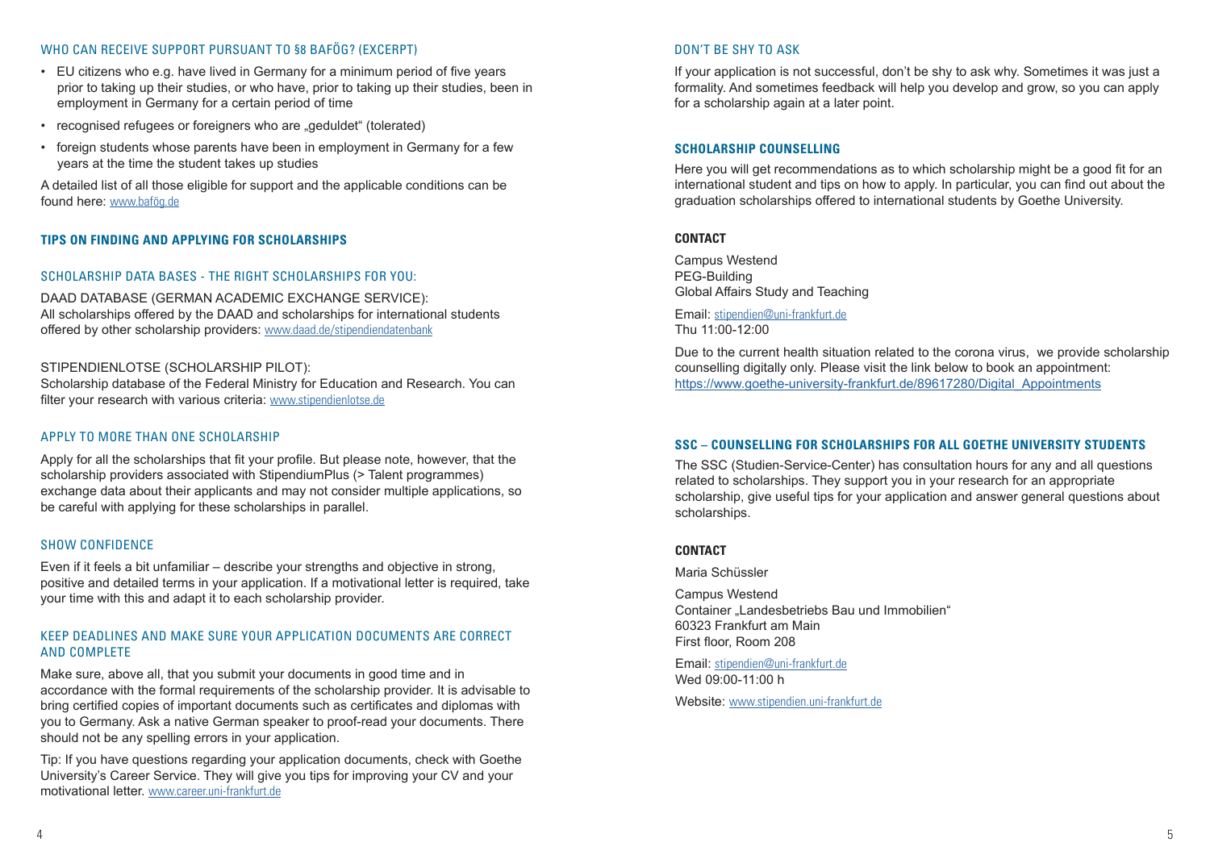## WHO CAN RECEIVE SUPPORT PURSUANT TO §8 BAFÖG? (EXCERPT)

- EU citizens who e.g. have lived in Germany for a minimum period of five years prior to taking up their studies, or who have, prior to taking up their studies, been in employment in Germany for a certain period of time
- recognised refugees or foreigners who are „geduldet“ (tolerated)
- foreign students whose parents have been in employment in Germany for a few years at the time the student takes up studies

A detailed list of all those eligible for support and the applicable conditions can be found here: www.bafög.de

## TIPS ON FINDING AND APPLYING FOR SCHOLARSHIPS

### SCHOLARSHIP DATA BASES - THE RIGHT SCHOLARSHIPS FOR YOU:

DAAD DATABASE (GERMAN ACADEMIC EXCHANGE SERVICE):
All scholarships offered by the DAAD and scholarships for international students offered by other scholarship providers: www.daad.de/stipendiendatenbank

STIPENDIENLOTSE (SCHOLARSHIP PILOT):
Scholarship database of the Federal Ministry for Education and Research. You can filter your research with various criteria: www.stipendienlotse.de

### APPLY TO MORE THAN ONE SCHOLARSHIP

Apply for all the scholarships that fit your profile. But please note, however, that the scholarship providers associated with StipendiumPlus (> Talent programmes) exchange data about their applicants and may not consider multiple applications, so be careful with applying for these scholarships in parallel.

### SHOW CONFIDENCE

Even if it feels a bit unfamiliar – describe your strengths and objective in strong, positive and detailed terms in your application. If a motivational letter is required, take your time with this and adapt it to each scholarship provider.

### KEEP DEADLINES AND MAKE SURE YOUR APPLICATION DOCUMENTS ARE CORRECT AND COMPLETE

Make sure, above all, that you submit your documents in good time and in accordance with the formal requirements of the scholarship provider. It is advisable to bring certified copies of important documents such as certificates and diplomas with you to Germany. Ask a native German speaker to proof-read your documents. There should not be any spelling errors in your application.

Tip: If you have questions regarding your application documents, check with Goethe University's Career Service. They will give you tips for improving your CV and your motivational letter. www.career.uni-frankfurt.de

### DON'T BE SHY TO ASK

If your application is not successful, don't be shy to ask why. Sometimes it was just a formality. And sometimes feedback will help you develop and grow, so you can apply for a scholarship again at a later point.

## SCHOLARSHIP COUNSELLING

Here you will get recommendations as to which scholarship might be a good fit for an international student and tips on how to apply. In particular, you can find out about the graduation scholarships offered to international students by Goethe University.

### CONTACT

Campus Westend
PEG-Building
Global Affairs Study and Teaching

Email: stipendien@uni-frankfurt.de
Thu 11:00-12:00

Due to the current health situation related to the corona virus, we provide scholarship counselling digitally only. Please visit the link below to book an appointment:
https://www.goethe-university-frankfurt.de/89617280/Digital_Appointments

## SSC – COUNSELLING FOR SCHOLARSHIPS FOR ALL GOETHE UNIVERSITY STUDENTS

The SSC (Studien-Service-Center) has consultation hours for any and all questions related to scholarships. They support you in your research for an appropriate scholarship, give useful tips for your application and answer general questions about scholarships.

### CONTACT

Maria Schüssler

Campus Westend
Container „Landesbetriebs Bau und Immobilien“
60323 Frankfurt am Main
First floor, Room 208

Email: stipendien@uni-frankfurt.de
Wed 09:00-11:00 h

Website: www.stipendien.uni-frankfurt.de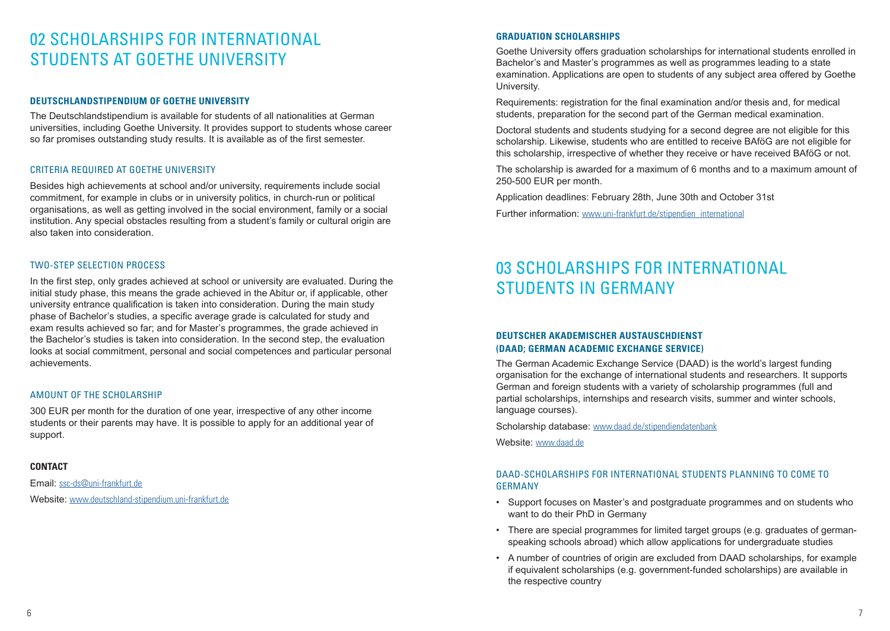# 02 SCHOLARSHIPS FOR INTERNATIONAL STUDENTS AT GOETHE UNIVERSITY

## DEUTSCHLANDSTIPENDIUM OF GOETHE UNIVERSITY

The Deutschlandstipendium is available for students of all nationalities at German universities, including Goethe University. It provides support to students whose career so far promises outstanding study results. It is available as of the first semester.

### CRITERIA REQUIRED AT GOETHE UNIVERSITY

Besides high achievements at school and/or university, requirements include social commitment, for example in clubs or in university politics, in church-run or political organisations, as well as getting involved in the social environment, family or a social institution. Any special obstacles resulting from a student's family or cultural origin are also taken into consideration.

### TWO-STEP SELECTION PROCESS

In the first step, only grades achieved at school or university are evaluated. During the initial study phase, this means the grade achieved in the Abitur or, if applicable, other university entrance qualification is taken into consideration. During the main study phase of Bachelor's studies, a specific average grade is calculated for study and exam results achieved so far; and for Master's programmes, the grade achieved in the Bachelor's studies is taken into consideration. In the second step, the evaluation looks at social commitment, personal and social competences and particular personal achievements.

### AMOUNT OF THE SCHOLARSHIP

300 EUR per month for the duration of one year, irrespective of any other income students or their parents may have. It is possible to apply for an additional year of support.

### CONTACT

Email: ssc-ds@uni-frankfurt.de

Website: www.deutschland-stipendium.uni-frankfurt.de

## GRADUATION SCHOLARSHIPS

Goethe University offers graduation scholarships for international students enrolled in Bachelor's and Master's programmes as well as programmes leading to a state examination. Applications are open to students of any subject area offered by Goethe University.

Requirements: registration for the final examination and/or thesis and, for medical students, preparation for the second part of the German medical examination.

Doctoral students and students studying for a second degree are not eligible for this scholarship. Likewise, students who are entitled to receive BAföG are not eligible for this scholarship, irrespective of whether they receive or have received BAföG or not.

The scholarship is awarded for a maximum of 6 months and to a maximum amount of 250-500 EUR per month.

Application deadlines: February 28th, June 30th and October 31st

Further information: www.uni-frankfurt.de/stipendien_international

# 03 SCHOLARSHIPS FOR INTERNATIONAL STUDENTS IN GERMANY

## DEUTSCHER AKADEMISCHER AUSTAUSCHDIENST (DAAD; GERMAN ACADEMIC EXCHANGE SERVICE)

The German Academic Exchange Service (DAAD) is the world's largest funding organisation for the exchange of international students and researchers. It supports German and foreign students with a variety of scholarship programmes (full and partial scholarships, internships and research visits, summer and winter schools, language courses).

Scholarship database: www.daad.de/stipendiendatenbank

Website: www.daad.de

### DAAD-SCHOLARSHIPS FOR INTERNATIONAL STUDENTS PLANNING TO COME TO GERMANY

- Support focuses on Master's and postgraduate programmes and on students who want to do their PhD in Germany
- There are special programmes for limited target groups (e.g. graduates of german-speaking schools abroad) which allow applications for undergraduate studies
- A number of countries of origin are excluded from DAAD scholarships, for example if equivalent scholarships (e.g. government-funded scholarships) are available in the respective country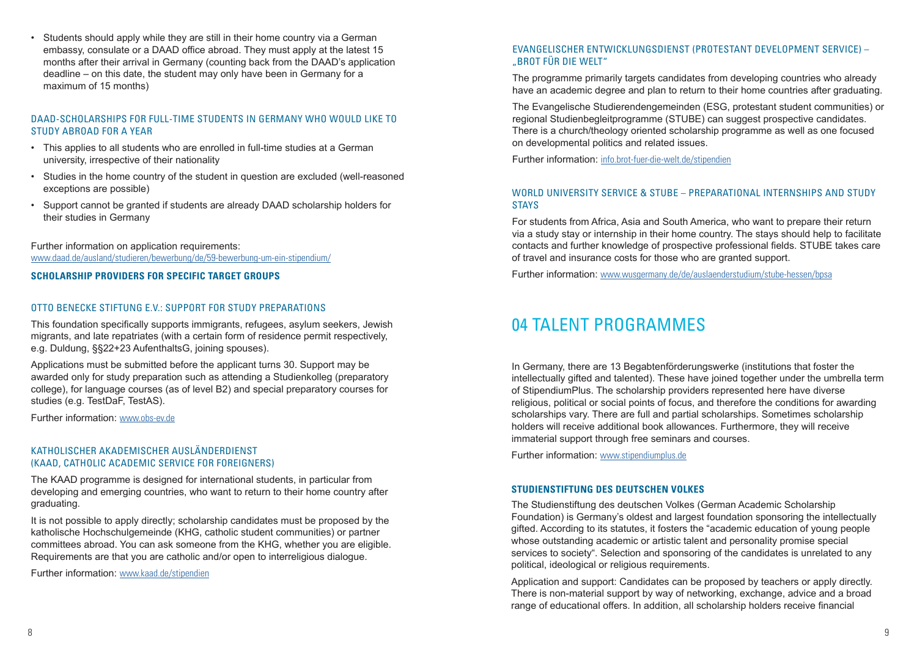- Students should apply while they are still in their home country via a German embassy, consulate or a DAAD office abroad. They must apply at the latest 15 months after their arrival in Germany (counting back from the DAAD's application deadline – on this date, the student may only have been in Germany for a maximum of 15 months)

### DAAD-SCHOLARSHIPS FOR FULL-TIME STUDENTS IN GERMANY WHO WOULD LIKE TO STUDY ABROAD FOR A YEAR

- This applies to all students who are enrolled in full-time studies at a German university, irrespective of their nationality
- Studies in the home country of the student in question are excluded (well-reasoned exceptions are possible)
- Support cannot be granted if students are already DAAD scholarship holders for their studies in Germany

Further information on application requirements:
www.daad.de/ausland/studieren/bewerbung/de/59-bewerbung-um-ein-stipendium/

## SCHOLARSHIP PROVIDERS FOR SPECIFIC TARGET GROUPS

### OTTO BENECKE STIFTUNG E.V.: SUPPORT FOR STUDY PREPARATIONS

This foundation specifically supports immigrants, refugees, asylum seekers, Jewish migrants, and late repatriates (with a certain form of residence permit respectively, e.g. Duldung, §§22+23 AufenthaltsG, joining spouses).

Applications must be submitted before the applicant turns 30. Support may be awarded only for study preparation such as attending a Studienkolleg (preparatory college), for language courses (as of level B2) and special preparatory courses for studies (e.g. TestDaF, TestAS).

Further information: www.obs-ev.de

### KATHOLISCHER AKADEMISCHER AUSLÄNDERDIENST (KAAD, CATHOLIC ACADEMIC SERVICE FOR FOREIGNERS)

The KAAD programme is designed for international students, in particular from developing and emerging countries, who want to return to their home country after graduating.

It is not possible to apply directly; scholarship candidates must be proposed by the katholische Hochschulgemeinde (KHG, catholic student communities) or partner committees abroad. You can ask someone from the KHG, whether you are eligible. Requirements are that you are catholic and/or open to interreligious dialogue.

Further information: www.kaad.de/stipendien

### EVANGELISCHER ENTWICKLUNGSDIENST (PROTESTANT DEVELOPMENT SERVICE) – „BROT FÜR DIE WELT"

The programme primarily targets candidates from developing countries who already have an academic degree and plan to return to their home countries after graduating.

The Evangelische Studierendengemeinden (ESG, protestant student communities) or regional Studienbegleitprogramme (STUBE) can suggest prospective candidates. There is a church/theology oriented scholarship programme as well as one focused on developmental politics and related issues.

Further information: info.brot-fuer-die-welt.de/stipendien

### WORLD UNIVERSITY SERVICE & STUBE – PREPARATIONAL INTERNSHIPS AND STUDY STAYS

For students from Africa, Asia and South America, who want to prepare their return via a study stay or internship in their home country. The stays should help to facilitate contacts and further knowledge of prospective professional fields. STUBE takes care of travel and insurance costs for those who are granted support.

Further information: www.wusgermany.de/de/auslaenderstudium/stube-hessen/bpsa

# 04 TALENT PROGRAMMES

In Germany, there are 13 Begabtenförderungswerke (institutions that foster the intellectually gifted and talented). These have joined together under the umbrella term of StipendiumPlus. The scholarship providers represented here have diverse religious, political or social points of focus, and therefore the conditions for awarding scholarships vary. There are full and partial scholarships. Sometimes scholarship holders will receive additional book allowances. Furthermore, they will receive immaterial support through free seminars and courses.

Further information: www.stipendiumplus.de

## STUDIENSTIFTUNG DES DEUTSCHEN VOLKES

The Studienstiftung des deutschen Volkes (German Academic Scholarship Foundation) is Germany's oldest and largest foundation sponsoring the intellectually gifted. According to its statutes, it fosters the "academic education of young people whose outstanding academic or artistic talent and personality promise special services to society". Selection and sponsoring of the candidates is unrelated to any political, ideological or religious requirements.

Application and support: Candidates can be proposed by teachers or apply directly. There is non-material support by way of networking, exchange, advice and a broad range of educational offers. In addition, all scholarship holders receive financial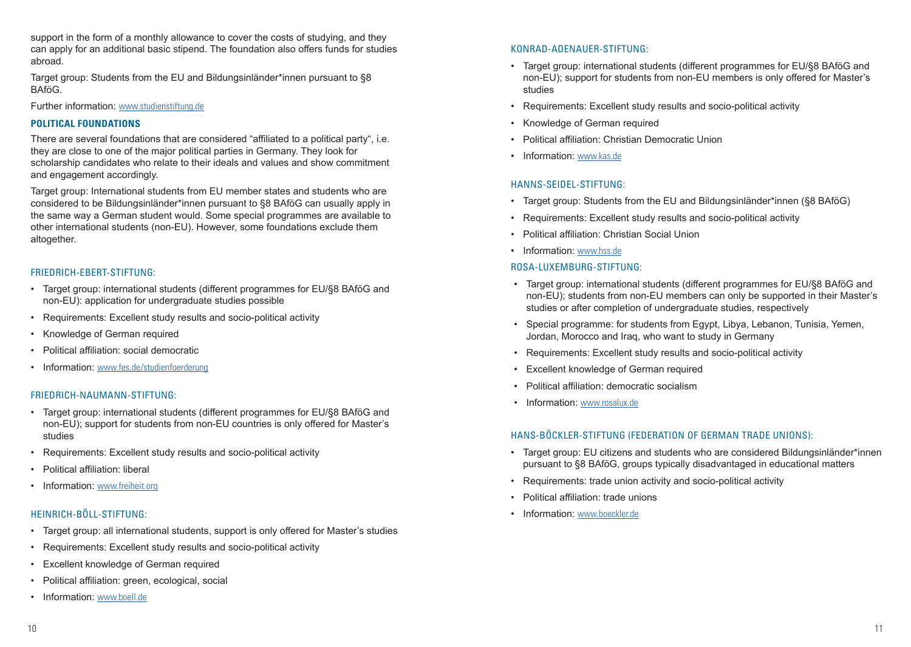support in the form of a monthly allowance to cover the costs of studying, and they can apply for an additional basic stipend. The foundation also offers funds for studies abroad.

Target group: Students from the EU and Bildungsinländer*innen pursuant to §8 BAföG.

Further information: www.studienstiftung.de

### POLITICAL FOUNDATIONS

There are several foundations that are considered "affiliated to a political party", i.e. they are close to one of the major political parties in Germany. They look for scholarship candidates who relate to their ideals and values and show commitment and engagement accordingly.

Target group: International students from EU member states and students who are considered to be Bildungsinländer*innen pursuant to §8 BAföG can usually apply in the same way a German student would. Some special programmes are available to other international students (non-EU). However, some foundations exclude them altogether.

#### FRIEDRICH-EBERT-STIFTUNG:

- Target group: international students (different programmes for EU/§8 BAföG and non-EU): application for undergraduate studies possible
- Requirements: Excellent study results and socio-political activity
- Knowledge of German required
- Political affiliation: social democratic
- Information: www.fes.de/studienfoerderung

#### FRIEDRICH-NAUMANN-STIFTUNG:

- Target group: international students (different programmes for EU/§8 BAföG and non-EU); support for students from non-EU countries is only offered for Master's studies
- Requirements: Excellent study results and socio-political activity
- Political affiliation: liberal
- Information: www.freiheit.org

#### HEINRICH-BÖLL-STIFTUNG:

- Target group: all international students, support is only offered for Master's studies
- Requirements: Excellent study results and socio-political activity
- Excellent knowledge of German required
- Political affiliation: green, ecological, social
- Information: www.boell.de

#### KONRAD-ADENAUER-STIFTUNG:

- Target group: international students (different programmes for EU/§8 BAföG and non-EU); support for students from non-EU members is only offered for Master's studies
- Requirements: Excellent study results and socio-political activity
- Knowledge of German required
- Political affiliation: Christian Democratic Union
- Information: www.kas.de

#### HANNS-SEIDEL-STIFTUNG:

- Target group: Students from the EU and Bildungsinländer*innen (§8 BAföG)
- Requirements: Excellent study results and socio-political activity
- Political affiliation: Christian Social Union
- Information: www.hss.de

#### ROSA-LUXEMBURG-STIFTUNG:

- Target group: international students (different programmes for EU/§8 BAföG and non-EU); students from non-EU members can only be supported in their Master's studies or after completion of undergraduate studies, respectively
- Special programme: for students from Egypt, Libya, Lebanon, Tunisia, Yemen, Jordan, Morocco and Iraq, who want to study in Germany
- Requirements: Excellent study results and socio-political activity
- Excellent knowledge of German required
- Political affiliation: democratic socialism
- Information: www.rosalux.de

#### HANS-BÖCKLER-STIFTUNG (FEDERATION OF GERMAN TRADE UNIONS):

- Target group: EU citizens and students who are considered Bildungsinländer*innen pursuant to §8 BAföG, groups typically disadvantaged in educational matters
- Requirements: trade union activity and socio-political activity
- Political affiliation: trade unions
- Information: www.boeckler.de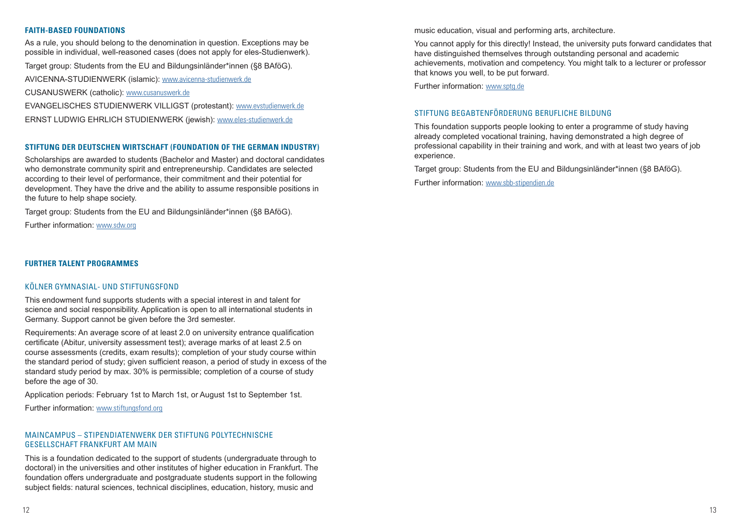## FAITH-BASED FOUNDATIONS

As a rule, you should belong to the denomination in question. Exceptions may be possible in individual, well-reasoned cases (does not apply for eles-Studienwerk).

Target group: Students from the EU and Bildungsinländer*innen (§8 BAföG).

AVICENNA-STUDIENWERK (islamic): www.avicenna-studienwerk.de

CUSANUSWERK (catholic): www.cusanuswerk.de

EVANGELISCHES STUDIENWERK VILLIGST (protestant): www.evstudienwerk.de

ERNST LUDWIG EHRLICH STUDIENWERK (jewish): www.eles-studienwerk.de

## STIFTUNG DER DEUTSCHEN WIRTSCHAFT (FOUNDATION OF THE GERMAN INDUSTRY)

Scholarships are awarded to students (Bachelor and Master) and doctoral candidates who demonstrate community spirit and entrepreneurship. Candidates are selected according to their level of performance, their commitment and their potential for development. They have the drive and the ability to assume responsible positions in the future to help shape society.

Target group: Students from the EU and Bildungsinländer*innen (§8 BAföG).

Further information: www.sdw.org

## FURTHER TALENT PROGRAMMES

### KÖLNER GYMNASIAL- UND STIFTUNGSFOND

This endowment fund supports students with a special interest in and talent for science and social responsibility. Application is open to all international students in Germany. Support cannot be given before the 3rd semester.

Requirements: An average score of at least 2.0 on university entrance qualification certificate (Abitur, university assessment test); average marks of at least 2.5 on course assessments (credits, exam results); completion of your study course within the standard period of study; given sufficient reason, a period of study in excess of the standard study period by max. 30% is permissible; completion of a course of study before the age of 30.

Application periods: February 1st to March 1st, or August 1st to September 1st.

Further information: www.stiftungsfond.org

### MAINCAMPUS – STIPENDIATENWERK DER STIFTUNG POLYTECHNISCHE GESELLSCHAFT FRANKFURT AM MAIN

This is a foundation dedicated to the support of students (undergraduate through to doctoral) in the universities and other institutes of higher education in Frankfurt. The foundation offers undergraduate and postgraduate students support in the following subject fields: natural sciences, technical disciplines, education, history, music and music education, visual and performing arts, architecture.

You cannot apply for this directly! Instead, the university puts forward candidates that have distinguished themselves through outstanding personal and academic achievements, motivation and competency. You might talk to a lecturer or professor that knows you well, to be put forward.

Further information: www.sptg.de

### STIFTUNG BEGABTENFÖRDERUNG BERUFLICHE BILDUNG

This foundation supports people looking to enter a programme of study having already completed vocational training, having demonstrated a high degree of professional capability in their training and work, and with at least two years of job experience.

Target group: Students from the EU and Bildungsinländer*innen (§8 BAföG).

Further information: www.sbb-stipendien.de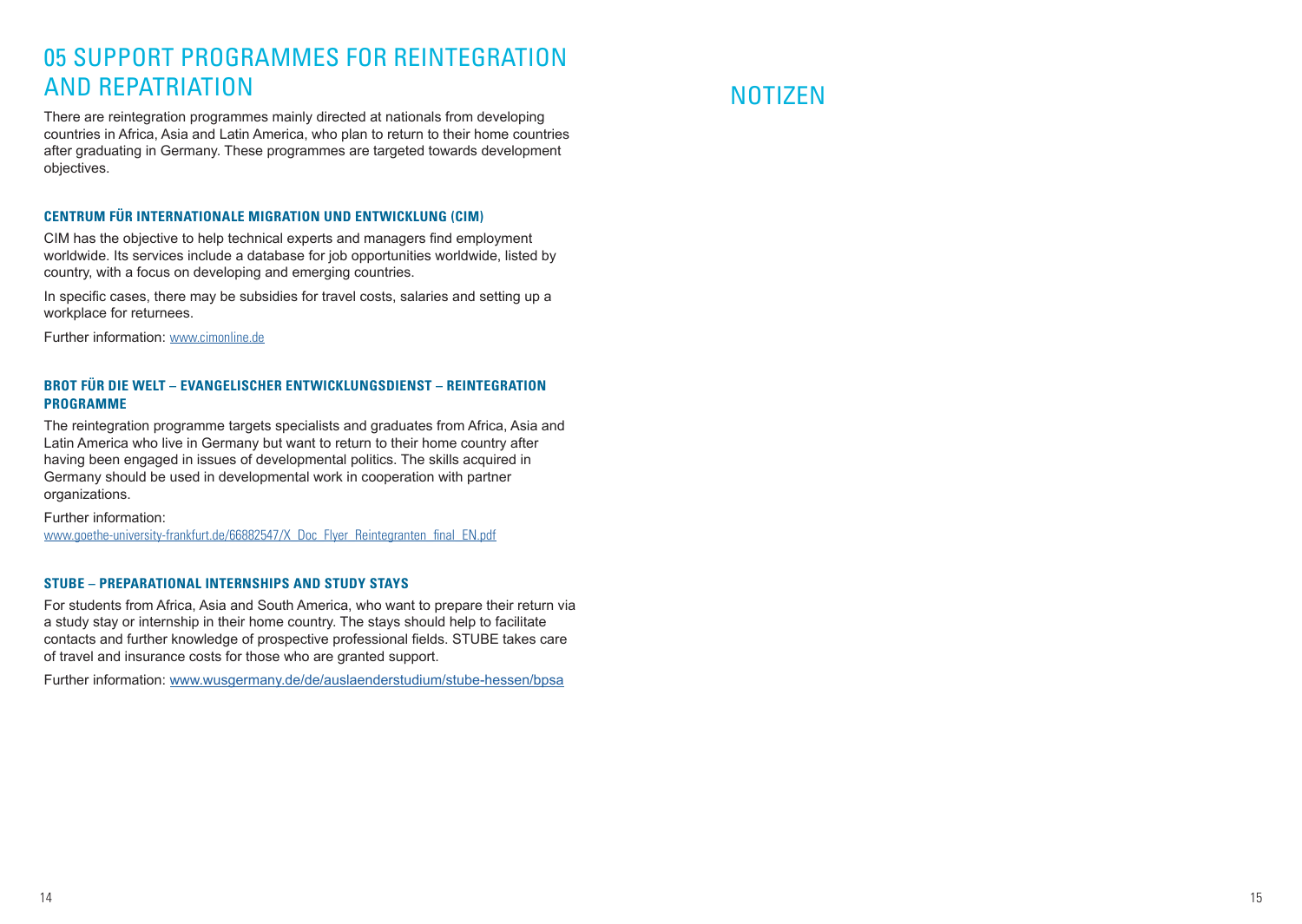## 05 SUPPORT PROGRAMMES FOR REINTEGRATION AND REPATRIATION

There are reintegration programmes mainly directed at nationals from developing countries in Africa, Asia and Latin America, who plan to return to their home countries after graduating in Germany. These programmes are targeted towards development objectives.

### CENTRUM FÜR INTERNATIONALE MIGRATION UND ENTWICKLUNG (CIM)

CIM has the objective to help technical experts and managers find employment worldwide. Its services include a database for job opportunities worldwide, listed by country, with a focus on developing and emerging countries.

In specific cases, there may be subsidies for travel costs, salaries and setting up a workplace for returnees.

Further information: www.cimonline.de

### BROT FÜR DIE WELT – EVANGELISCHER ENTWICKLUNGSDIENST – REINTEGRATION PROGRAMME

The reintegration programme targets specialists and graduates from Africa, Asia and Latin America who live in Germany but want to return to their home country after having been engaged in issues of developmental politics. The skills acquired in Germany should be used in developmental work in cooperation with partner organizations.

Further information:
www.goethe-university-frankfurt.de/66882547/X_Doc_Flyer_Reintegranten_final_EN.pdf

### STUBE – PREPARATIONAL INTERNSHIPS AND STUDY STAYS

For students from Africa, Asia and South America, who want to prepare their return via a study stay or internship in their home country. The stays should help to facilitate contacts and further knowledge of prospective professional fields. STUBE takes care of travel and insurance costs for those who are granted support.

Further information: www.wusgermany.de/de/auslaenderstudium/stube-hessen/bpsa

## NOTIZEN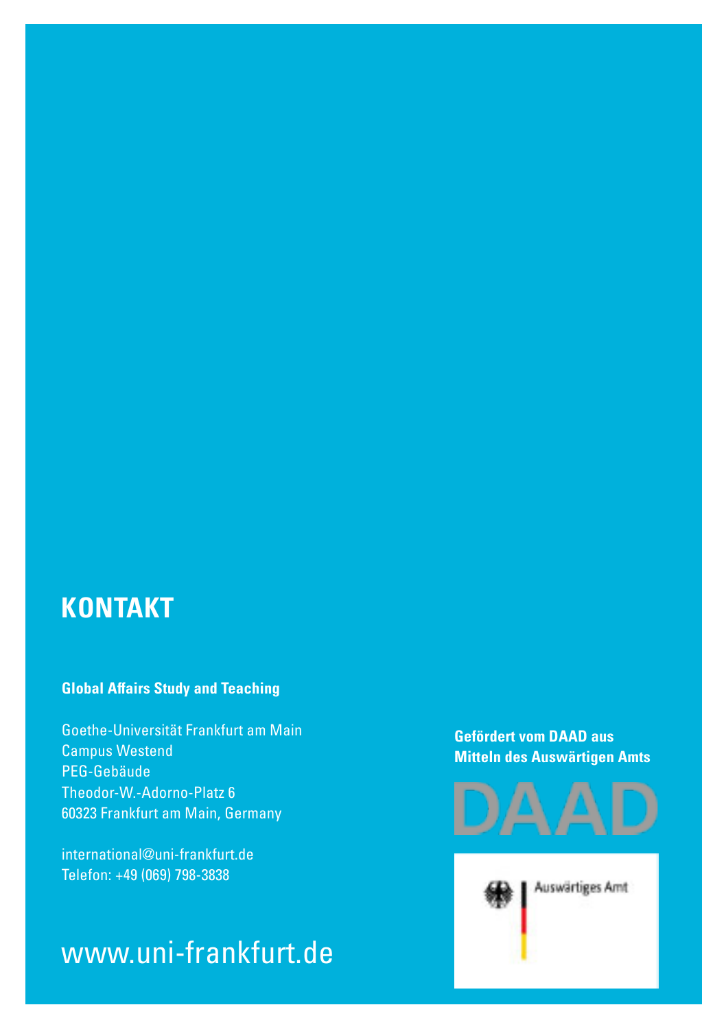# KONTAKT

**Global Affairs Study and Teaching**

Goethe-Universität Frankfurt am Main
Campus Westend
PEG-Gebäude
Theodor-W.-Adorno-Platz 6
60323 Frankfurt am Main, Germany

international@uni-frankfurt.de
Telefon: +49 (069) 798-3838

www.uni-frankfurt.de

**Gefördert vom DAAD aus Mitteln des Auswärtigen Amts**

DAAD

Auswärtiges Amt